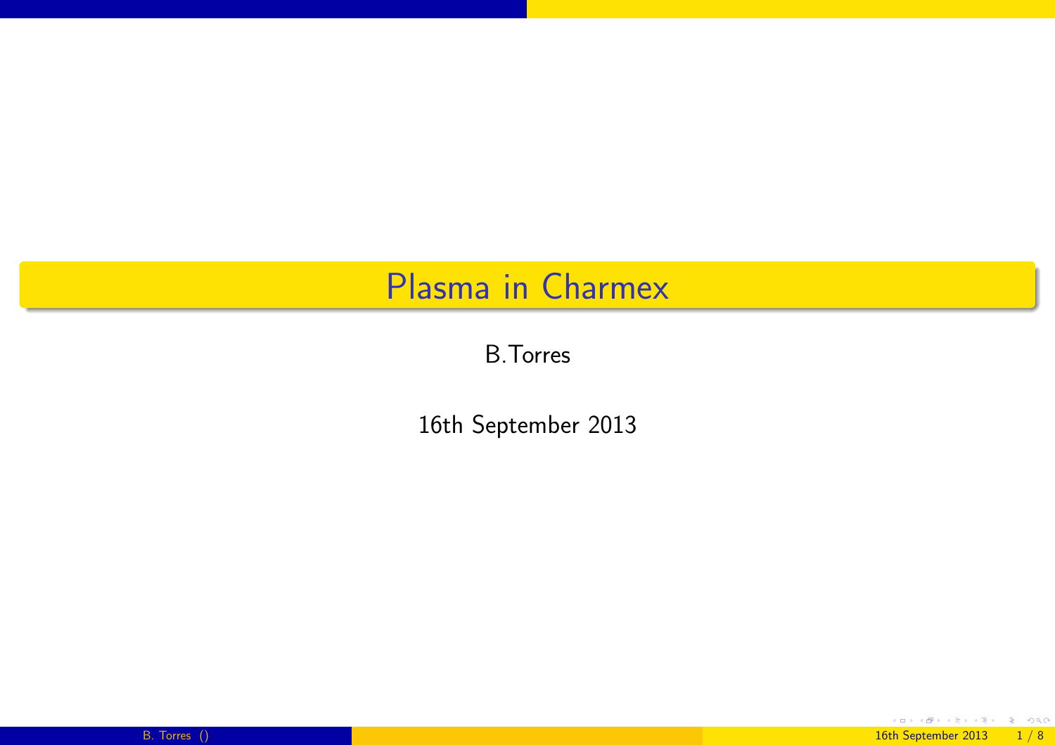# Plasma in Charmex

B.Torres

16th September 2013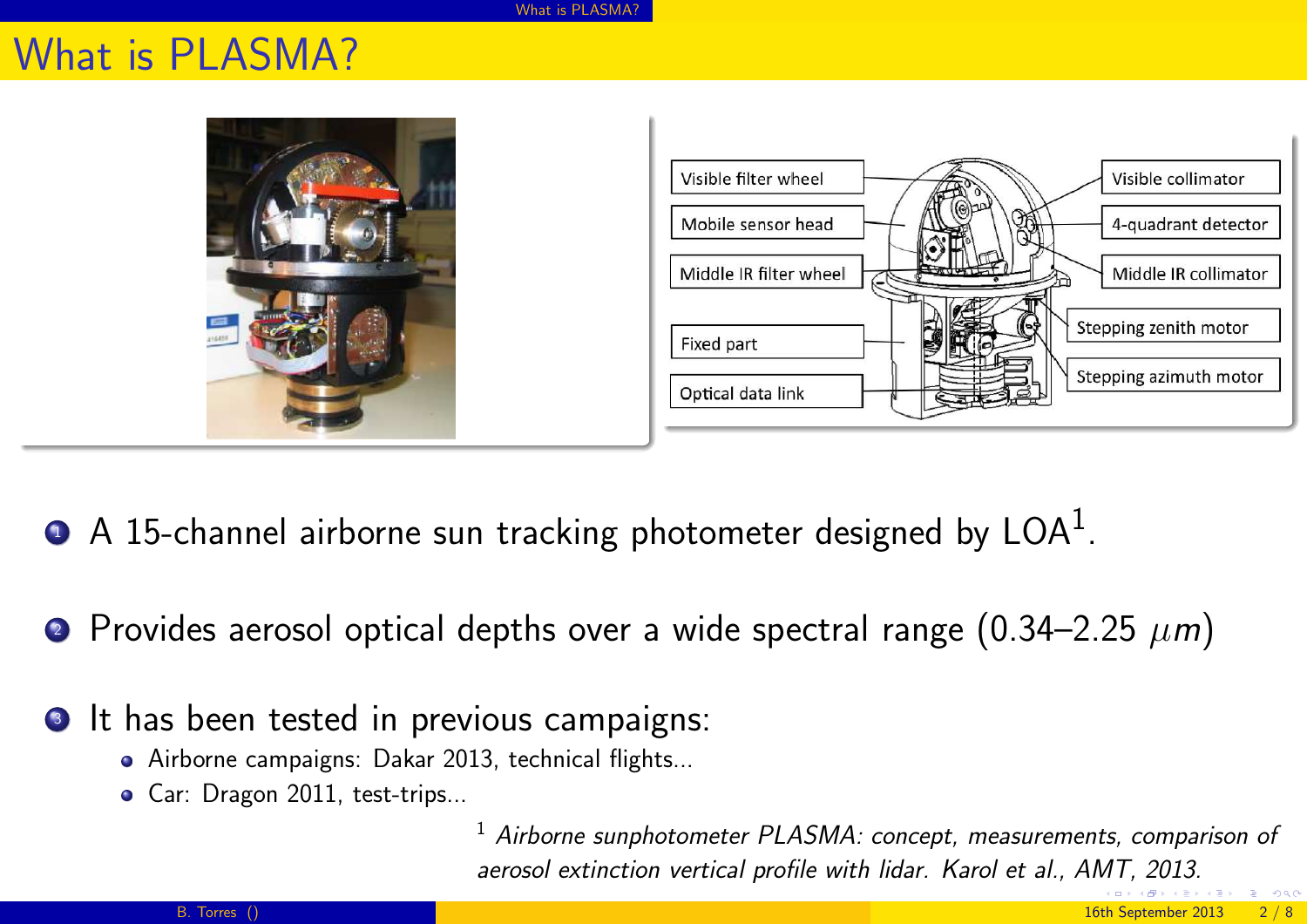# What is PLASMA?

1. A 15-channel airborne sun tracking photometer designed by LOA[1].
2. Provides aerosol optical depths over a wide spectral range (0.34–2.25 $\mu m$)
3. It has been tested in previous campaigns:
   - Airborne campaigns: Dakar 2013, technical flights...
   - Car: Dragon 2011, test-trips...

[1] *Airborne sunphotometer PLASMA: concept, measurements, comparison of aerosol extinction vertical profile with lidar. Karol et al., AMT, 2013.*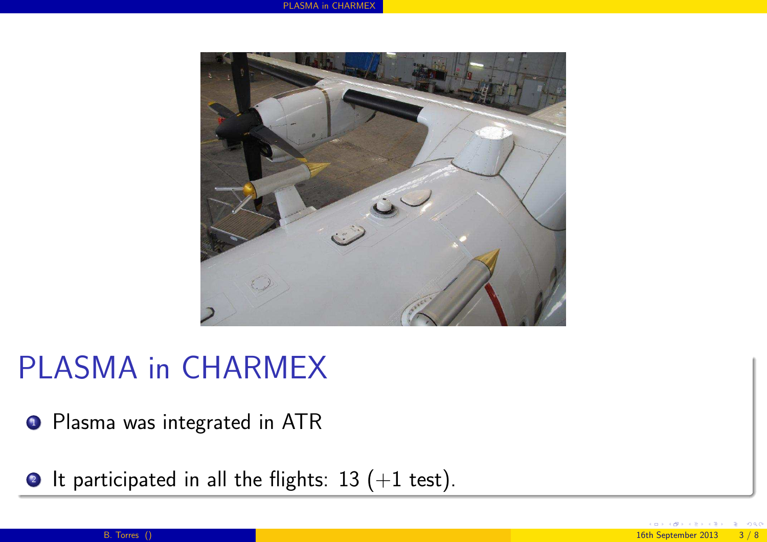# PLASMA in CHARMEX

1. Plasma was integrated in ATR
2. It participated in all the flights: 13 (+1 test).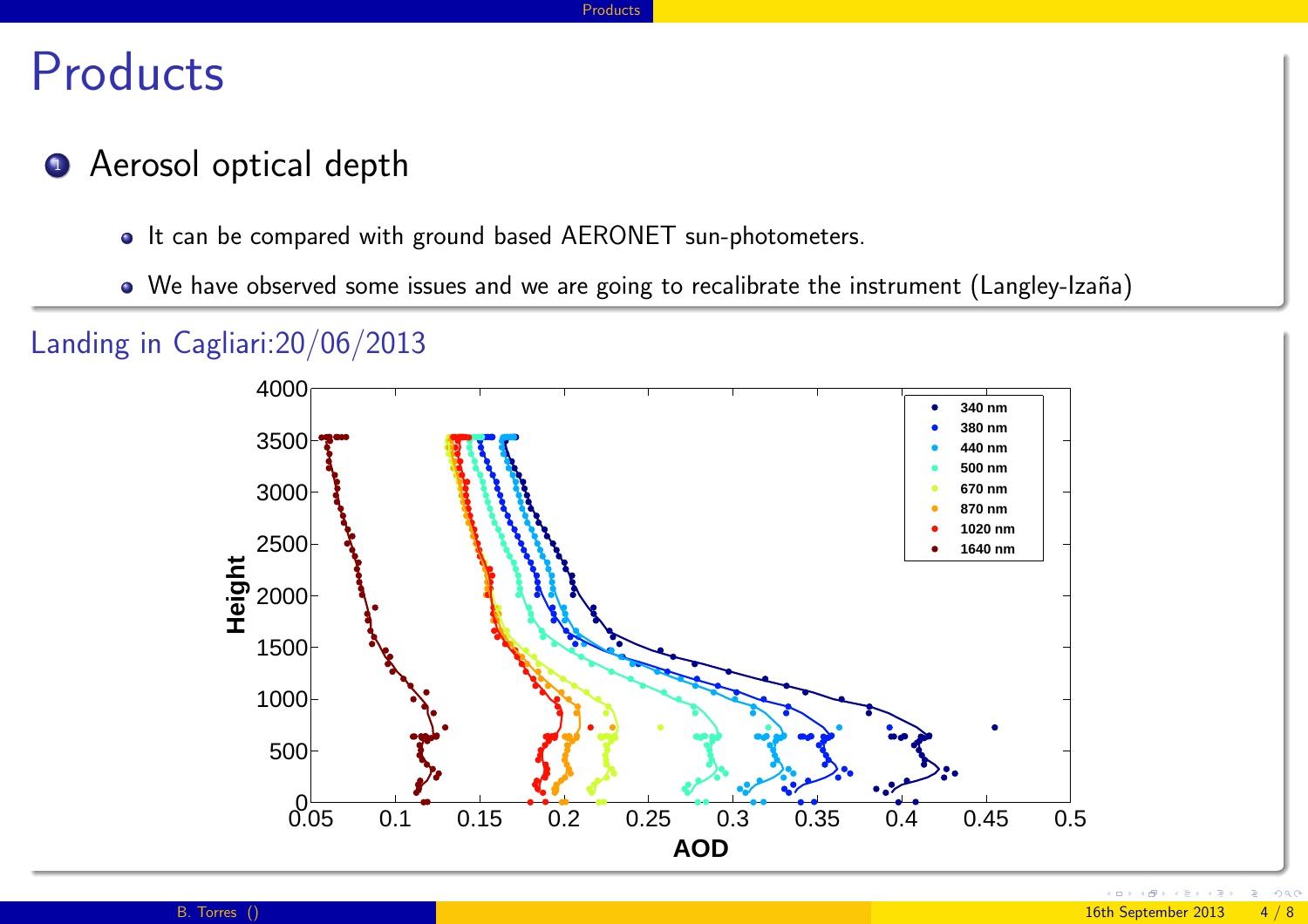# Products

1. Aerosol optical depth

   - It can be compared with ground based AERONET sun-photometers.
   - We have observed some issues and we are going to recalibrate the instrument (Langley-Izaña)

## Landing in Cagliari:20/06/2013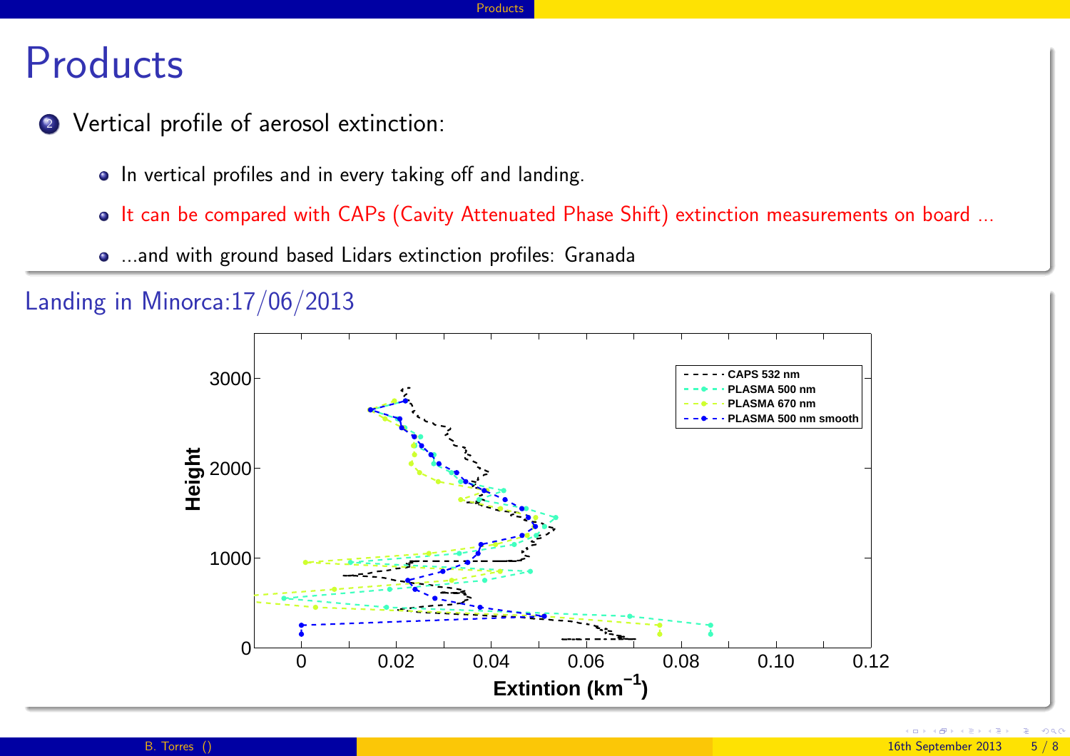# Products

2. Vertical profile of aerosol extinction:
   - In vertical profiles and in every taking off and landing.
   - It can be compared with CAPs (Cavity Attenuated Phase Shift) extinction measurements on board ...
   - ...and with ground based Lidars extinction profiles: Granada

## Landing in Minorca:17/06/2013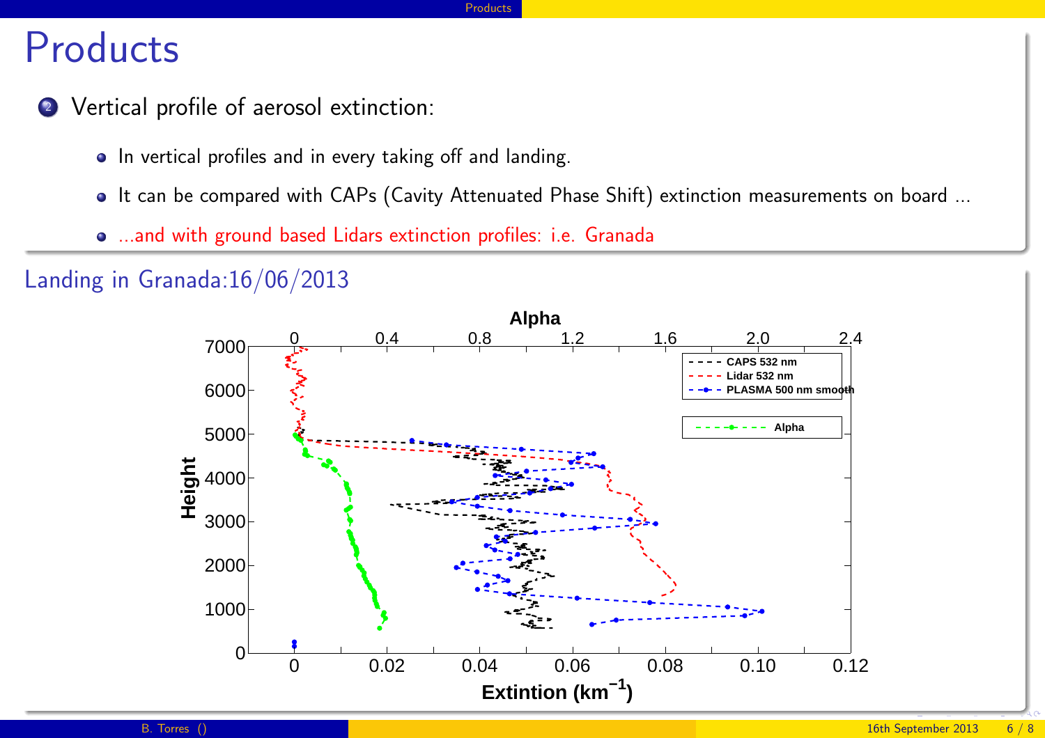# Products

2. Vertical profile of aerosol extinction:
   - In vertical profiles and in every taking off and landing.
   - It can be compared with CAPs (Cavity Attenuated Phase Shift) extinction measurements on board ...
   - ...and with ground based Lidars extinction profiles: i.e. Granada

## Landing in Granada:16/06/2013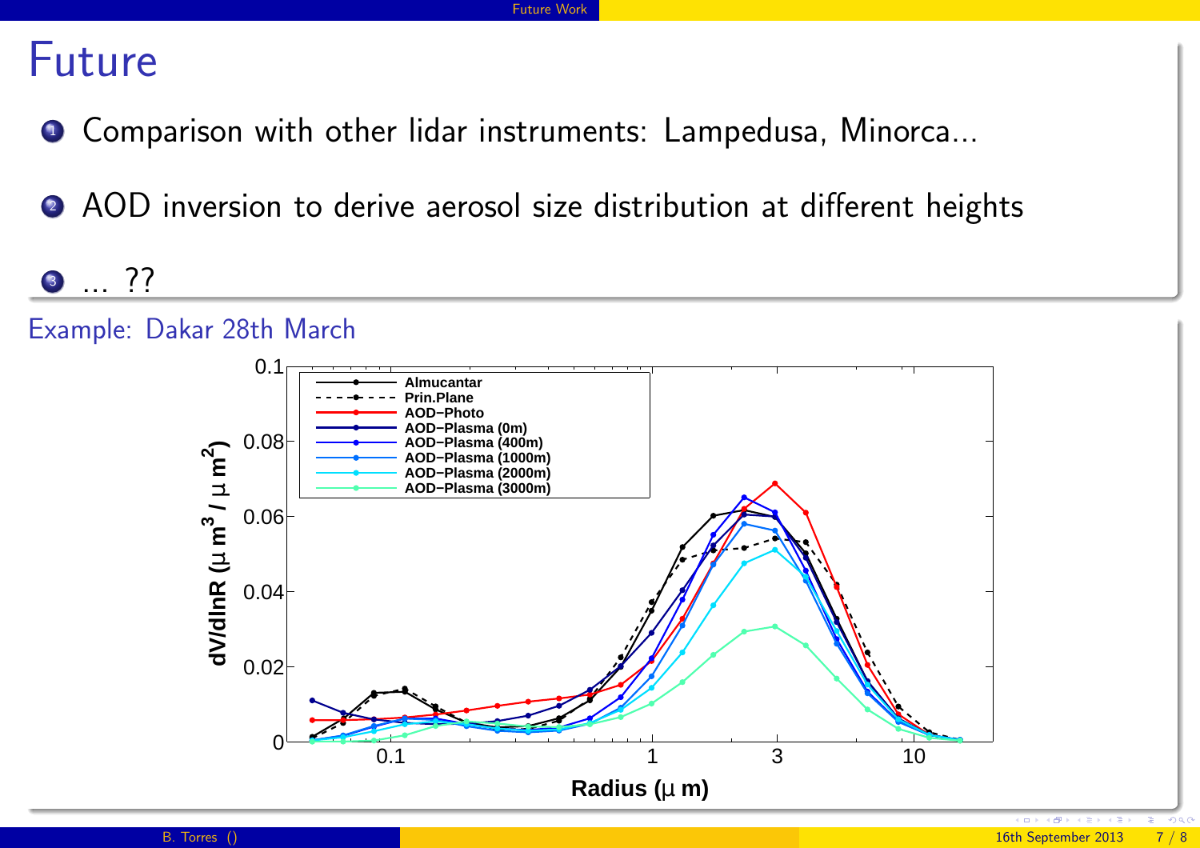# Future

1. Comparison with other lidar instruments: Lampedusa, Minorca...
2. AOD inversion to derive aerosol size distribution at different heights
3. ... ??

Example: Dakar 28th March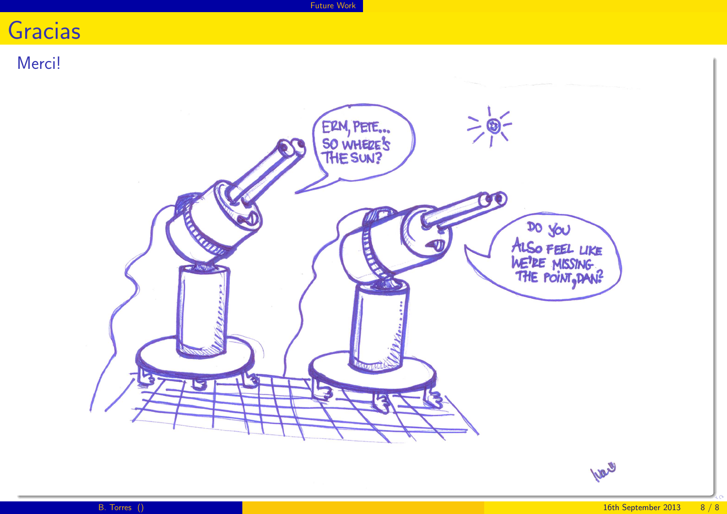# Gracias

Merci!